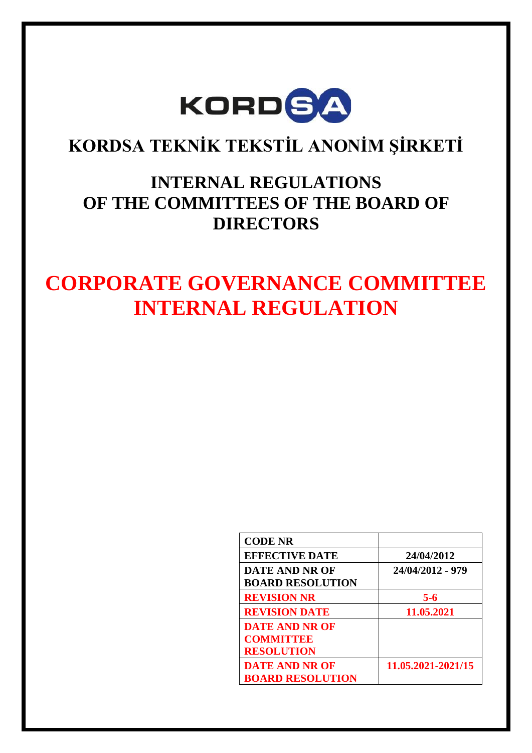# KORDSA TEKNİK TEKSTİL ANONİM ŞİRKETİ

## INTERNAL REGULATIONS OF THE COMMITTEES OF THE BOARD OF DIRECTORS

# CORPORATE GOVERNANCE COMMITTEE INTERNAL REGULATION

| CODE NR | |
|---|---|
| EFFECTIVE DATE | 24/04/2012 |
| DATE AND NR OF BOARD RESOLUTION | 24/04/2012 - 979 |
| REVISION NR | 5-6 |
| REVISION DATE | 11.05.2021 |
| DATE AND NR OF COMMITTEE RESOLUTION | |
| DATE AND NR OF BOARD RESOLUTION | 11.05.2021-2021/15 |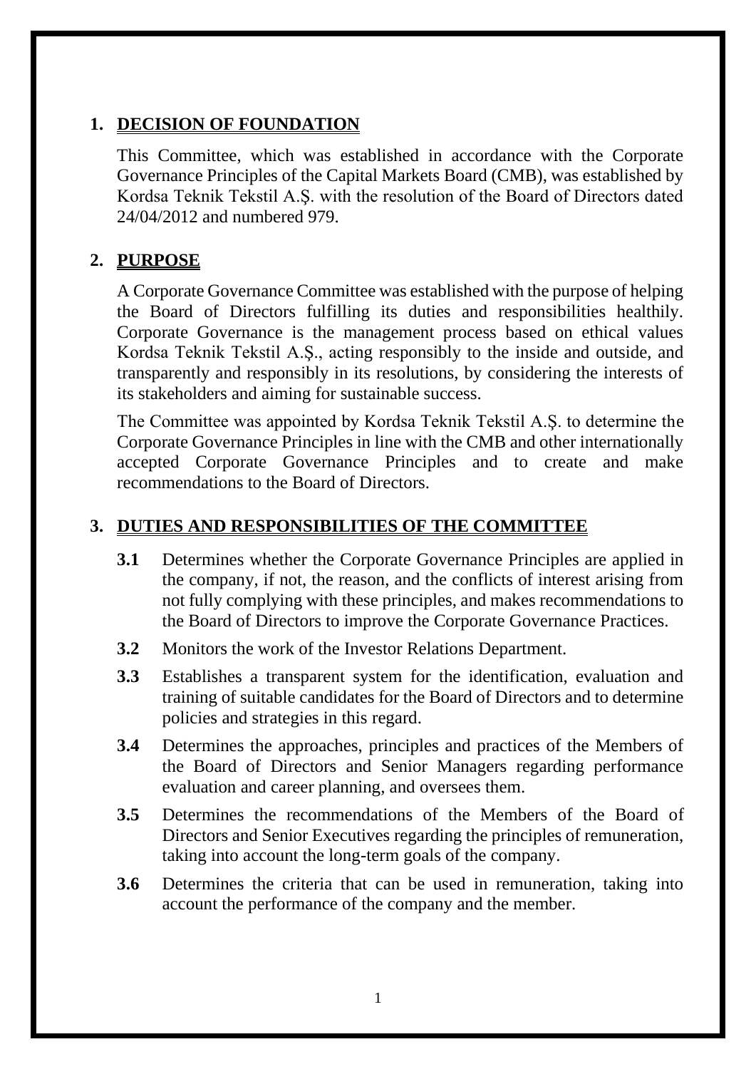## 1. DECISION OF FOUNDATION

This Committee, which was established in accordance with the Corporate Governance Principles of the Capital Markets Board (CMB), was established by Kordsa Teknik Tekstil A.Ş. with the resolution of the Board of Directors dated 24/04/2012 and numbered 979.

## 2. PURPOSE

A Corporate Governance Committee was established with the purpose of helping the Board of Directors fulfilling its duties and responsibilities healthily. Corporate Governance is the management process based on ethical values Kordsa Teknik Tekstil A.Ş., acting responsibly to the inside and outside, and transparently and responsibly in its resolutions, by considering the interests of its stakeholders and aiming for sustainable success.

The Committee was appointed by Kordsa Teknik Tekstil A.Ş. to determine the Corporate Governance Principles in line with the CMB and other internationally accepted Corporate Governance Principles and to create and make recommendations to the Board of Directors.

## 3. DUTIES AND RESPONSIBILITIES OF THE COMMITTEE

**3.1** Determines whether the Corporate Governance Principles are applied in the company, if not, the reason, and the conflicts of interest arising from not fully complying with these principles, and makes recommendations to the Board of Directors to improve the Corporate Governance Practices.

**3.2** Monitors the work of the Investor Relations Department.

**3.3** Establishes a transparent system for the identification, evaluation and training of suitable candidates for the Board of Directors and to determine policies and strategies in this regard.

**3.4** Determines the approaches, principles and practices of the Members of the Board of Directors and Senior Managers regarding performance evaluation and career planning, and oversees them.

**3.5** Determines the recommendations of the Members of the Board of Directors and Senior Executives regarding the principles of remuneration, taking into account the long-term goals of the company.

**3.6** Determines the criteria that can be used in remuneration, taking into account the performance of the company and the member.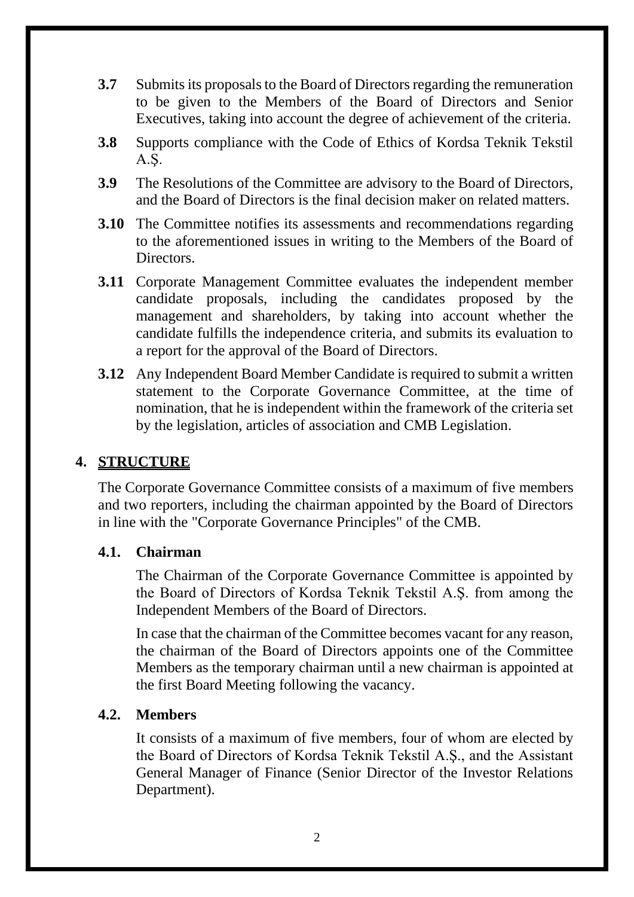**3.7** Submits its proposals to the Board of Directors regarding the remuneration to be given to the Members of the Board of Directors and Senior Executives, taking into account the degree of achievement of the criteria.

**3.8** Supports compliance with the Code of Ethics of Kordsa Teknik Tekstil A.Ş.

**3.9** The Resolutions of the Committee are advisory to the Board of Directors, and the Board of Directors is the final decision maker on related matters.

**3.10** The Committee notifies its assessments and recommendations regarding to the aforementioned issues in writing to the Members of the Board of Directors.

**3.11** Corporate Management Committee evaluates the independent member candidate proposals, including the candidates proposed by the management and shareholders, by taking into account whether the candidate fulfills the independence criteria, and submits its evaluation to a report for the approval of the Board of Directors.

**3.12** Any Independent Board Member Candidate is required to submit a written statement to the Corporate Governance Committee, at the time of nomination, that he is independent within the framework of the criteria set by the legislation, articles of association and CMB Legislation.

## 4. STRUCTURE

The Corporate Governance Committee consists of a maximum of five members and two reporters, including the chairman appointed by the Board of Directors in line with the "Corporate Governance Principles" of the CMB.

### 4.1. Chairman

The Chairman of the Corporate Governance Committee is appointed by the Board of Directors of Kordsa Teknik Tekstil A.Ş. from among the Independent Members of the Board of Directors.

In case that the chairman of the Committee becomes vacant for any reason, the chairman of the Board of Directors appoints one of the Committee Members as the temporary chairman until a new chairman is appointed at the first Board Meeting following the vacancy.

### 4.2. Members

It consists of a maximum of five members, four of whom are elected by the Board of Directors of Kordsa Teknik Tekstil A.Ş., and the Assistant General Manager of Finance (Senior Director of the Investor Relations Department).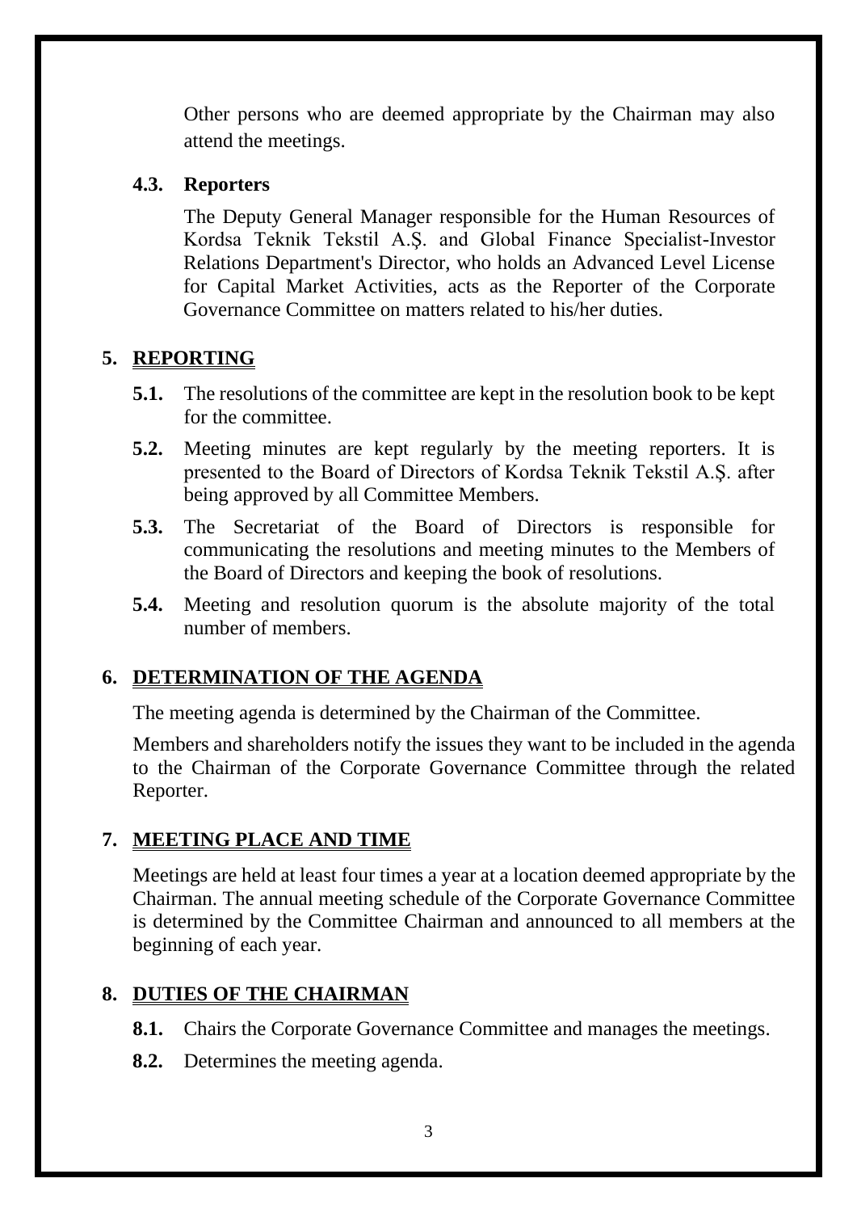Other persons who are deemed appropriate by the Chairman may also attend the meetings.

### 4.3. Reporters

The Deputy General Manager responsible for the Human Resources of Kordsa Teknik Tekstil A.Ş. and Global Finance Specialist-Investor Relations Department's Director, who holds an Advanced Level License for Capital Market Activities, acts as the Reporter of the Corporate Governance Committee on matters related to his/her duties.

## 5. REPORTING

**5.1.** The resolutions of the committee are kept in the resolution book to be kept for the committee.

**5.2.** Meeting minutes are kept regularly by the meeting reporters. It is presented to the Board of Directors of Kordsa Teknik Tekstil A.Ş. after being approved by all Committee Members.

**5.3.** The Secretariat of the Board of Directors is responsible for communicating the resolutions and meeting minutes to the Members of the Board of Directors and keeping the book of resolutions.

**5.4.** Meeting and resolution quorum is the absolute majority of the total number of members.

## 6. DETERMINATION OF THE AGENDA

The meeting agenda is determined by the Chairman of the Committee.

Members and shareholders notify the issues they want to be included in the agenda to the Chairman of the Corporate Governance Committee through the related Reporter.

## 7. MEETING PLACE AND TIME

Meetings are held at least four times a year at a location deemed appropriate by the Chairman. The annual meeting schedule of the Corporate Governance Committee is determined by the Committee Chairman and announced to all members at the beginning of each year.

## 8. DUTIES OF THE CHAIRMAN

**8.1.** Chairs the Corporate Governance Committee and manages the meetings.

**8.2.** Determines the meeting agenda.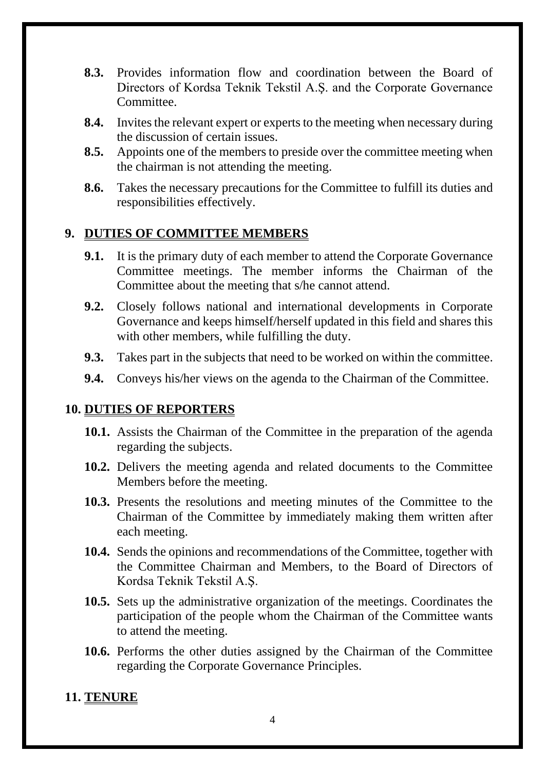**8.3.** Provides information flow and coordination between the Board of Directors of Kordsa Teknik Tekstil A.Ş. and the Corporate Governance Committee.

**8.4.** Invites the relevant expert or experts to the meeting when necessary during the discussion of certain issues.

**8.5.** Appoints one of the members to preside over the committee meeting when the chairman is not attending the meeting.

**8.6.** Takes the necessary precautions for the Committee to fulfill its duties and responsibilities effectively.

## 9. DUTIES OF COMMITTEE MEMBERS

**9.1.** It is the primary duty of each member to attend the Corporate Governance Committee meetings. The member informs the Chairman of the Committee about the meeting that s/he cannot attend.

**9.2.** Closely follows national and international developments in Corporate Governance and keeps himself/herself updated in this field and shares this with other members, while fulfilling the duty.

**9.3.** Takes part in the subjects that need to be worked on within the committee.

**9.4.** Conveys his/her views on the agenda to the Chairman of the Committee.

## 10. DUTIES OF REPORTERS

**10.1.** Assists the Chairman of the Committee in the preparation of the agenda regarding the subjects.

**10.2.** Delivers the meeting agenda and related documents to the Committee Members before the meeting.

**10.3.** Presents the resolutions and meeting minutes of the Committee to the Chairman of the Committee by immediately making them written after each meeting.

**10.4.** Sends the opinions and recommendations of the Committee, together with the Committee Chairman and Members, to the Board of Directors of Kordsa Teknik Tekstil A.Ş.

**10.5.** Sets up the administrative organization of the meetings. Coordinates the participation of the people whom the Chairman of the Committee wants to attend the meeting.

**10.6.** Performs the other duties assigned by the Chairman of the Committee regarding the Corporate Governance Principles.

## 11. TENURE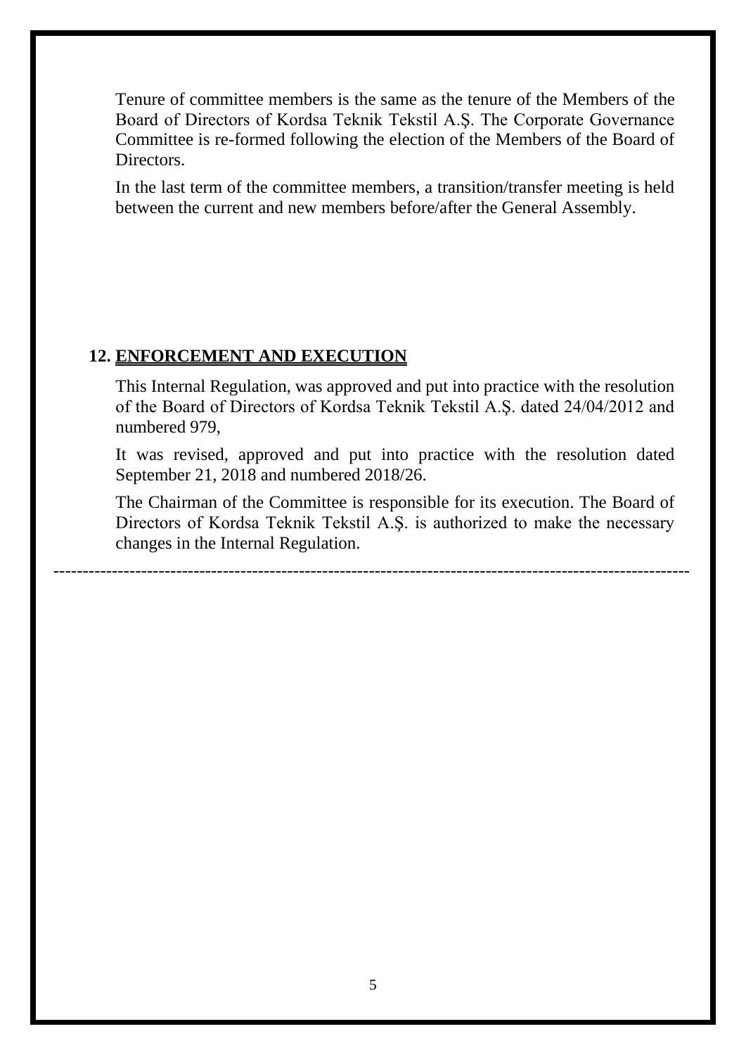Tenure of committee members is the same as the tenure of the Members of the Board of Directors of Kordsa Teknik Tekstil A.Ş. The Corporate Governance Committee is re-formed following the election of the Members of the Board of Directors.

In the last term of the committee members, a transition/transfer meeting is held between the current and new members before/after the General Assembly.

## 12. ENFORCEMENT AND EXECUTION

This Internal Regulation, was approved and put into practice with the resolution of the Board of Directors of Kordsa Teknik Tekstil A.Ş. dated 24/04/2012 and numbered 979,

It was revised, approved and put into practice with the resolution dated September 21, 2018 and numbered 2018/26.

The Chairman of the Committee is responsible for its execution. The Board of Directors of Kordsa Teknik Tekstil A.Ş. is authorized to make the necessary changes in the Internal Regulation.

---